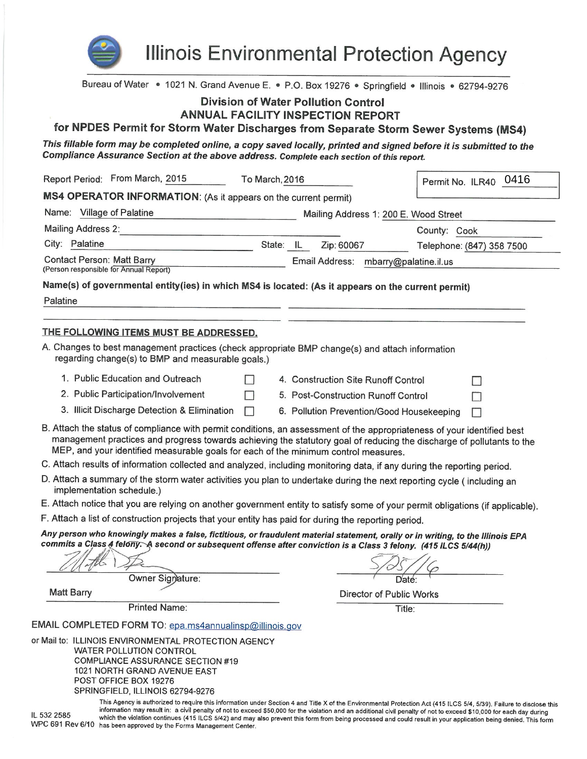# Illinois Environmental Protection Agency

Bureau of Water • 1021 N. Grand Avenue E. • P.O. Box 19276 • Springfield • Illinois • 62794-9276

## Division of Water Pollution Control
## ANNUAL FACILITY INSPECTION REPORT
## for NPDES Permit for Storm Water Discharges from Separate Storm Sewer Systems (MS4)

***This fillable form may be completed online, a copy saved locally, printed and signed before it is submitted to the Compliance Assurance Section at the above address. Complete each section of this report.***

Report Period: From March, 2015 To March, 2016

Permit No. ILR40 0416

**MS4 OPERATOR INFORMATION:** (As it appears on the current permit)

Name: Village of Palatine

Mailing Address 1: 200 E. Wood Street

Mailing Address 2:

County: Cook

City: Palatine State: IL Zip: 60067

Telephone: (847) 358 7500

Contact Person: Matt Barry
(Person responsible for Annual Report)

Email Address: mbarry@palatine.il.us

**Name(s) of governmental entity(ies) in which MS4 is located: (As it appears on the current permit)**

Palatine

**THE FOLLOWING ITEMS MUST BE ADDRESSED.**

A. Changes to best management practices (check appropriate BMP change(s) and attach information regarding change(s) to BMP and measurable goals.)

1. Public Education and Outreach ☐
2. Public Participation/Involvement ☐
3. Illicit Discharge Detection & Elimination ☐
4. Construction Site Runoff Control ☐
5. Post-Construction Runoff Control ☐
6. Pollution Prevention/Good Housekeeping ☐

B. Attach the status of compliance with permit conditions, an assessment of the appropriateness of your identified best management practices and progress towards achieving the statutory goal of reducing the discharge of pollutants to the MEP, and your identified measurable goals for each of the minimum control measures.

C. Attach results of information collected and analyzed, including monitoring data, if any during the reporting period.

D. Attach a summary of the storm water activities you plan to undertake during the next reporting cycle ( including an implementation schedule.)

E. Attach notice that you are relying on another government entity to satisfy some of your permit obligations (if applicable).

F. Attach a list of construction projects that your entity has paid for during the reporting period.

***Any person who knowingly makes a false, fictitious, or fraudulent material statement, orally or in writing, to the Illinois EPA commits a Class 4 felony. A second or subsequent offense after conviction is a Class 3 felony. (415 ILCS 5/44(h))***

Owner Signature: [signature]

Date: 5/25/16

Matt Barry
Printed Name:

Director of Public Works
Title:

EMAIL COMPLETED FORM TO: epa.ms4annualinsp@illinois.gov

or Mail to: ILLINOIS ENVIRONMENTAL PROTECTION AGENCY
WATER POLLUTION CONTROL
COMPLIANCE ASSURANCE SECTION #19
1021 NORTH GRAND AVENUE EAST
POST OFFICE BOX 19276
SPRINGFIELD, ILLINOIS 62794-9276

IL 532 2585
WPC 691 Rev 6/10

This Agency is authorized to require this information under Section 4 and Title X of the Environmental Protection Act (415 ILCS 5/4, 5/39). Failure to disclose this information may result in: a civil penalty of not to exceed $50,000 for the violation and an additional civil penalty of not to exceed $10,000 for each day during which the violation continues (415 ILCS 5/42) and may also prevent this form from being processed and could result in your application being denied. This form has been approved by the Forms Management Center.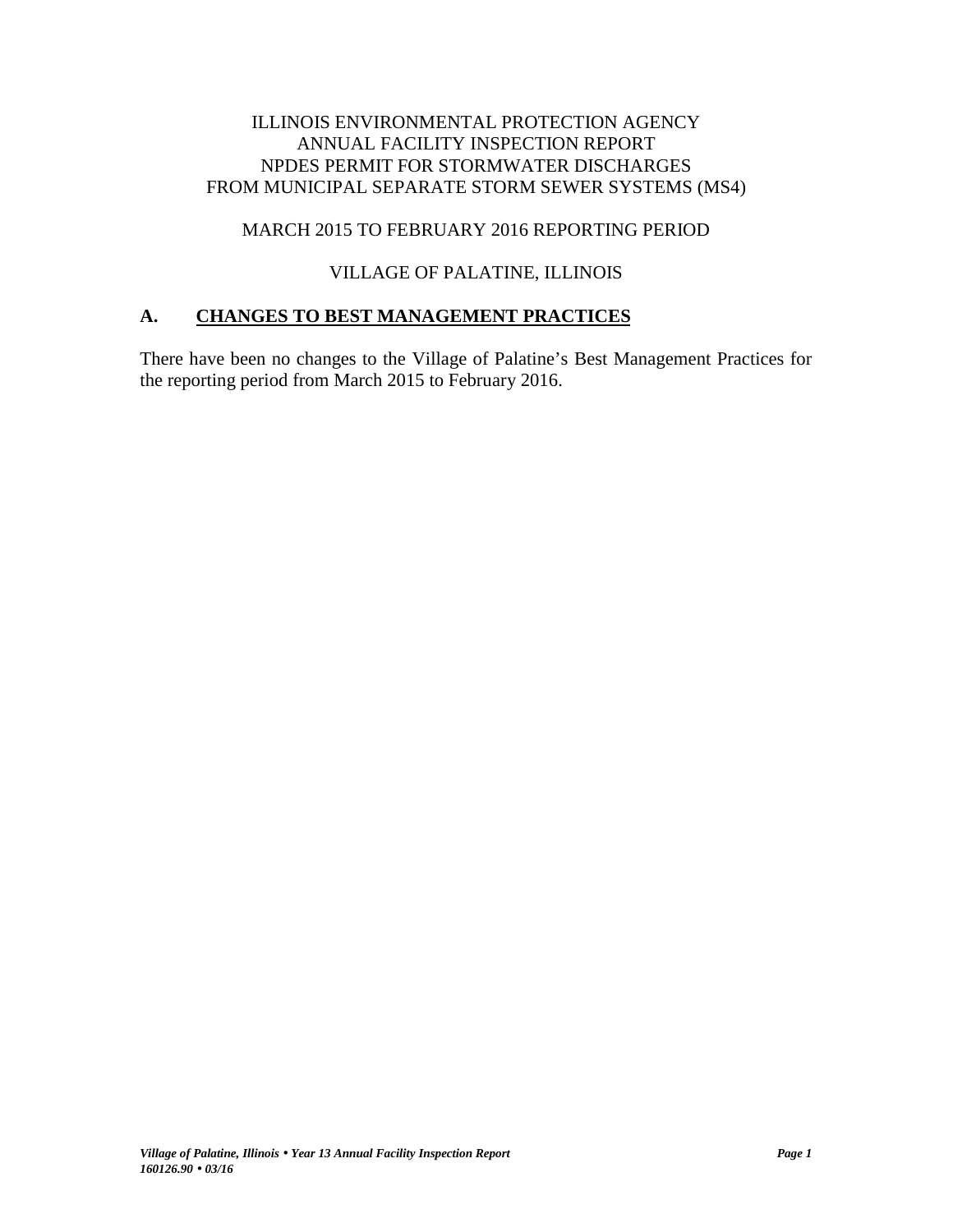ILLINOIS ENVIRONMENTAL PROTECTION AGENCY
ANNUAL FACILITY INSPECTION REPORT
NPDES PERMIT FOR STORMWATER DISCHARGES
FROM MUNICIPAL SEPARATE STORM SEWER SYSTEMS (MS4)

MARCH 2015 TO FEBRUARY 2016 REPORTING PERIOD

VILLAGE OF PALATINE, ILLINOIS

## A. CHANGES TO BEST MANAGEMENT PRACTICES

There have been no changes to the Village of Palatine's Best Management Practices for the reporting period from March 2015 to February 2016.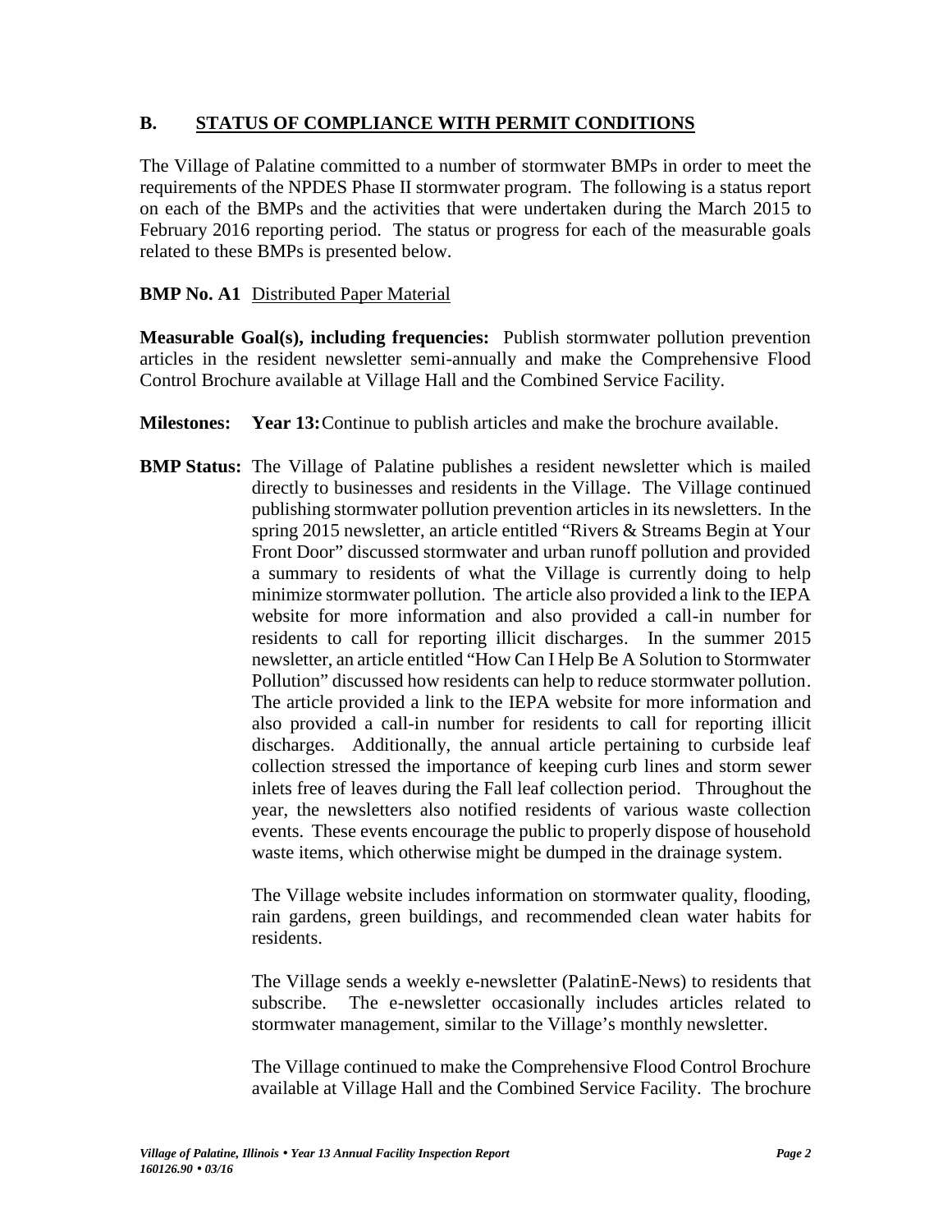## B. STATUS OF COMPLIANCE WITH PERMIT CONDITIONS

The Village of Palatine committed to a number of stormwater BMPs in order to meet the requirements of the NPDES Phase II stormwater program. The following is a status report on each of the BMPs and the activities that were undertaken during the March 2015 to February 2016 reporting period. The status or progress for each of the measurable goals related to these BMPs is presented below.

**BMP No. A1** Distributed Paper Material

**Measurable Goal(s), including frequencies:** Publish stormwater pollution prevention articles in the resident newsletter semi-annually and make the Comprehensive Flood Control Brochure available at Village Hall and the Combined Service Facility.

**Milestones:** **Year 13:** Continue to publish articles and make the brochure available.

**BMP Status:** The Village of Palatine publishes a resident newsletter which is mailed directly to businesses and residents in the Village. The Village continued publishing stormwater pollution prevention articles in its newsletters. In the spring 2015 newsletter, an article entitled "Rivers & Streams Begin at Your Front Door" discussed stormwater and urban runoff pollution and provided a summary to residents of what the Village is currently doing to help minimize stormwater pollution. The article also provided a link to the IEPA website for more information and also provided a call-in number for residents to call for reporting illicit discharges. In the summer 2015 newsletter, an article entitled "How Can I Help Be A Solution to Stormwater Pollution" discussed how residents can help to reduce stormwater pollution. The article provided a link to the IEPA website for more information and also provided a call-in number for residents to call for reporting illicit discharges. Additionally, the annual article pertaining to curbside leaf collection stressed the importance of keeping curb lines and storm sewer inlets free of leaves during the Fall leaf collection period. Throughout the year, the newsletters also notified residents of various waste collection events. These events encourage the public to properly dispose of household waste items, which otherwise might be dumped in the drainage system.

The Village website includes information on stormwater quality, flooding, rain gardens, green buildings, and recommended clean water habits for residents.

The Village sends a weekly e-newsletter (PalatinE-News) to residents that subscribe. The e-newsletter occasionally includes articles related to stormwater management, similar to the Village's monthly newsletter.

The Village continued to make the Comprehensive Flood Control Brochure available at Village Hall and the Combined Service Facility. The brochure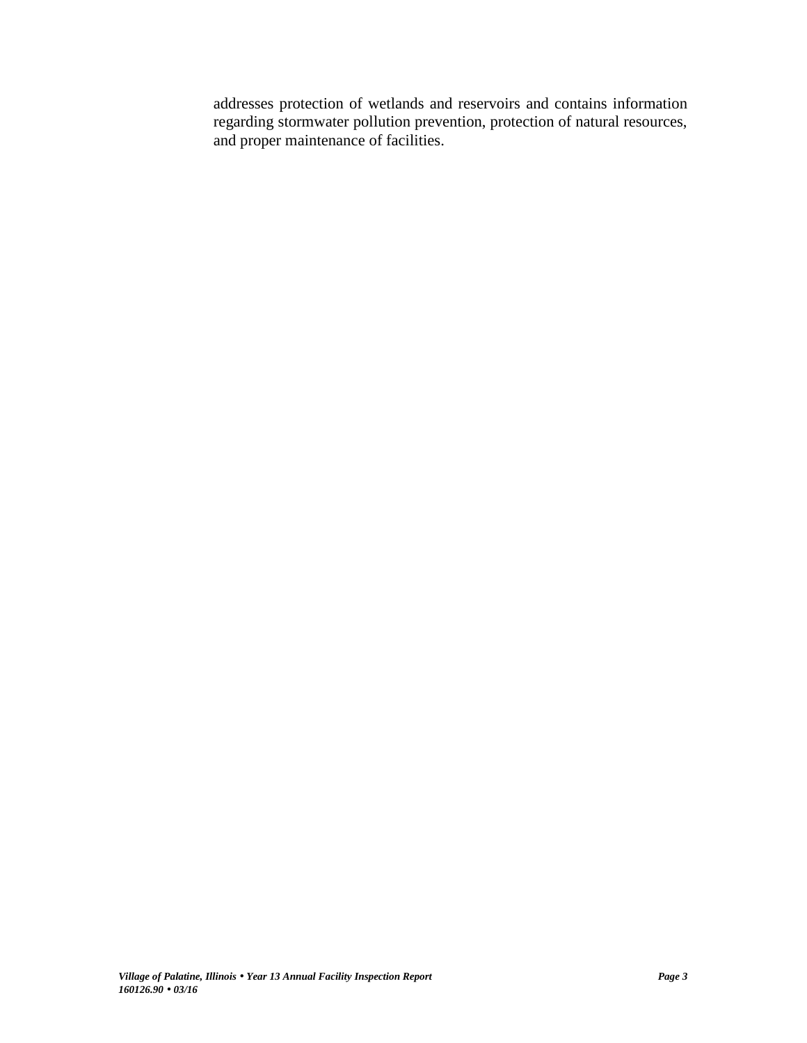addresses protection of wetlands and reservoirs and contains information regarding stormwater pollution prevention, protection of natural resources, and proper maintenance of facilities.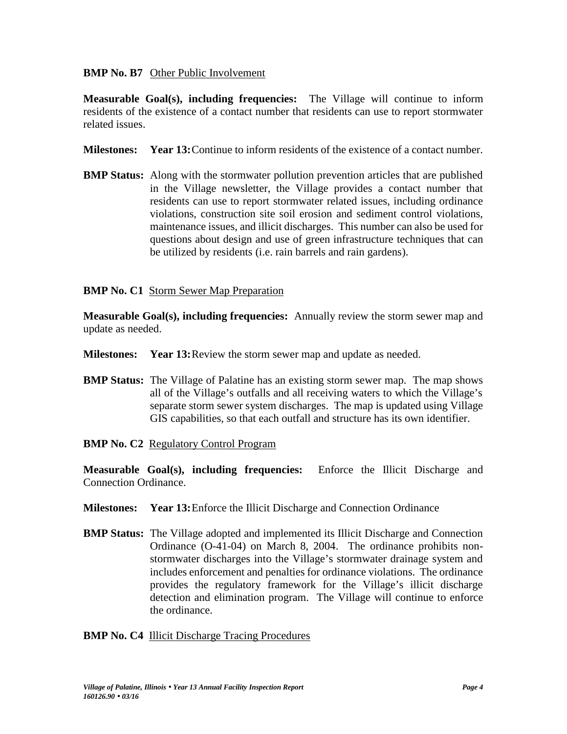**BMP No. B7** Other Public Involvement

**Measurable Goal(s), including frequencies:** The Village will continue to inform residents of the existence of a contact number that residents can use to report stormwater related issues.

**Milestones:** **Year 13:** Continue to inform residents of the existence of a contact number.

**BMP Status:** Along with the stormwater pollution prevention articles that are published in the Village newsletter, the Village provides a contact number that residents can use to report stormwater related issues, including ordinance violations, construction site soil erosion and sediment control violations, maintenance issues, and illicit discharges. This number can also be used for questions about design and use of green infrastructure techniques that can be utilized by residents (i.e. rain barrels and rain gardens).

**BMP No. C1** Storm Sewer Map Preparation

**Measurable Goal(s), including frequencies:** Annually review the storm sewer map and update as needed.

**Milestones:** **Year 13:** Review the storm sewer map and update as needed.

**BMP Status:** The Village of Palatine has an existing storm sewer map. The map shows all of the Village's outfalls and all receiving waters to which the Village's separate storm sewer system discharges. The map is updated using Village GIS capabilities, so that each outfall and structure has its own identifier.

**BMP No. C2** Regulatory Control Program

**Measurable Goal(s), including frequencies:** Enforce the Illicit Discharge and Connection Ordinance.

**Milestones:** **Year 13:** Enforce the Illicit Discharge and Connection Ordinance

**BMP Status:** The Village adopted and implemented its Illicit Discharge and Connection Ordinance (O-41-04) on March 8, 2004. The ordinance prohibits non-stormwater discharges into the Village's stormwater drainage system and includes enforcement and penalties for ordinance violations. The ordinance provides the regulatory framework for the Village's illicit discharge detection and elimination program. The Village will continue to enforce the ordinance.

**BMP No. C4** Illicit Discharge Tracing Procedures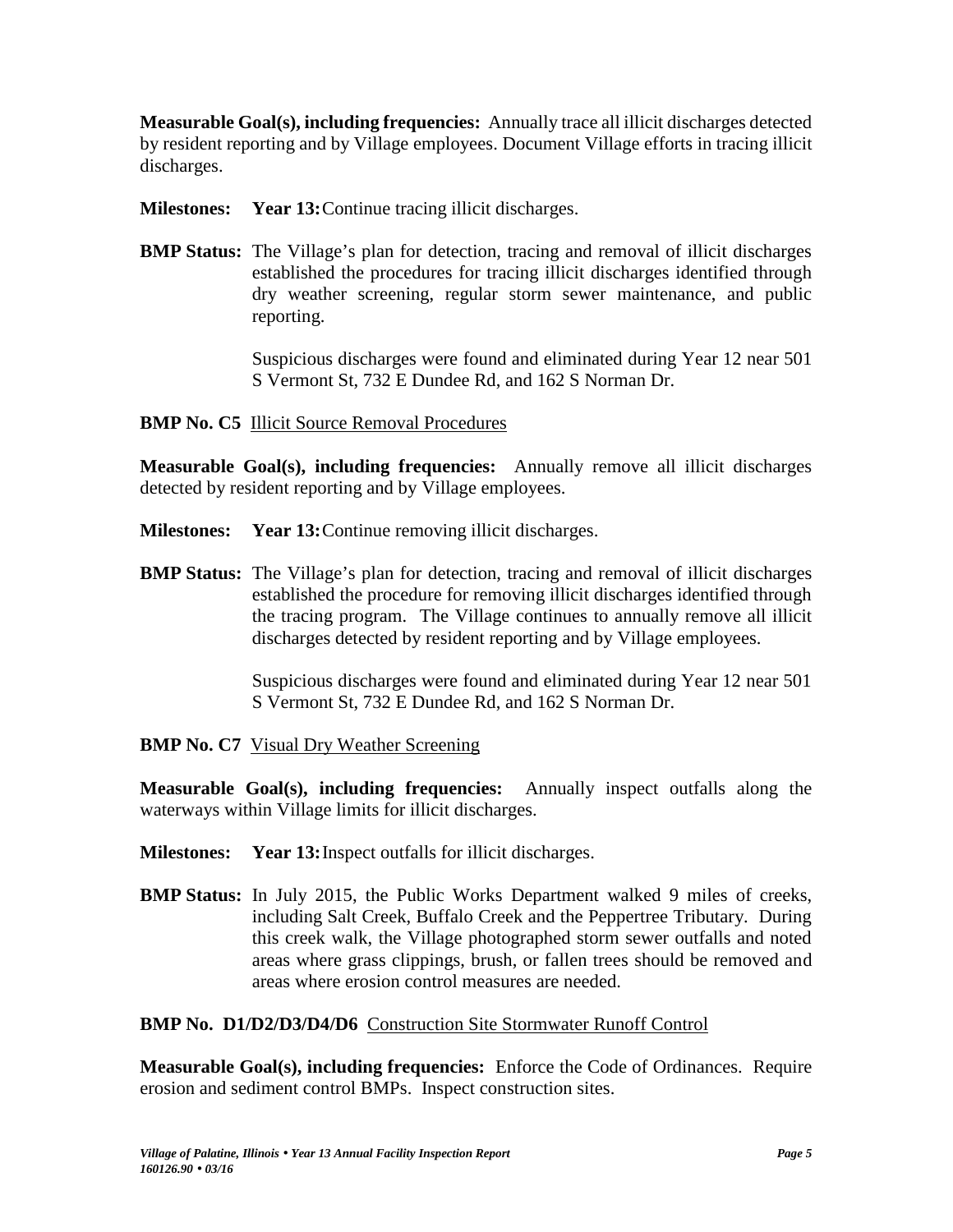**Measurable Goal(s), including frequencies:** Annually trace all illicit discharges detected by resident reporting and by Village employees. Document Village efforts in tracing illicit discharges.

**Milestones:** **Year 13:** Continue tracing illicit discharges.

**BMP Status:** The Village's plan for detection, tracing and removal of illicit discharges established the procedures for tracing illicit discharges identified through dry weather screening, regular storm sewer maintenance, and public reporting.

Suspicious discharges were found and eliminated during Year 12 near 501 S Vermont St, 732 E Dundee Rd, and 162 S Norman Dr.

**BMP No. C5** Illicit Source Removal Procedures

**Measurable Goal(s), including frequencies:** Annually remove all illicit discharges detected by resident reporting and by Village employees.

**Milestones:** **Year 13:** Continue removing illicit discharges.

**BMP Status:** The Village's plan for detection, tracing and removal of illicit discharges established the procedure for removing illicit discharges identified through the tracing program. The Village continues to annually remove all illicit discharges detected by resident reporting and by Village employees.

Suspicious discharges were found and eliminated during Year 12 near 501 S Vermont St, 732 E Dundee Rd, and 162 S Norman Dr.

**BMP No. C7** Visual Dry Weather Screening

**Measurable Goal(s), including frequencies:** Annually inspect outfalls along the waterways within Village limits for illicit discharges.

**Milestones:** **Year 13:** Inspect outfalls for illicit discharges.

**BMP Status:** In July 2015, the Public Works Department walked 9 miles of creeks, including Salt Creek, Buffalo Creek and the Peppertree Tributary. During this creek walk, the Village photographed storm sewer outfalls and noted areas where grass clippings, brush, or fallen trees should be removed and areas where erosion control measures are needed.

**BMP No. D1/D2/D3/D4/D6** Construction Site Stormwater Runoff Control

**Measurable Goal(s), including frequencies:** Enforce the Code of Ordinances. Require erosion and sediment control BMPs. Inspect construction sites.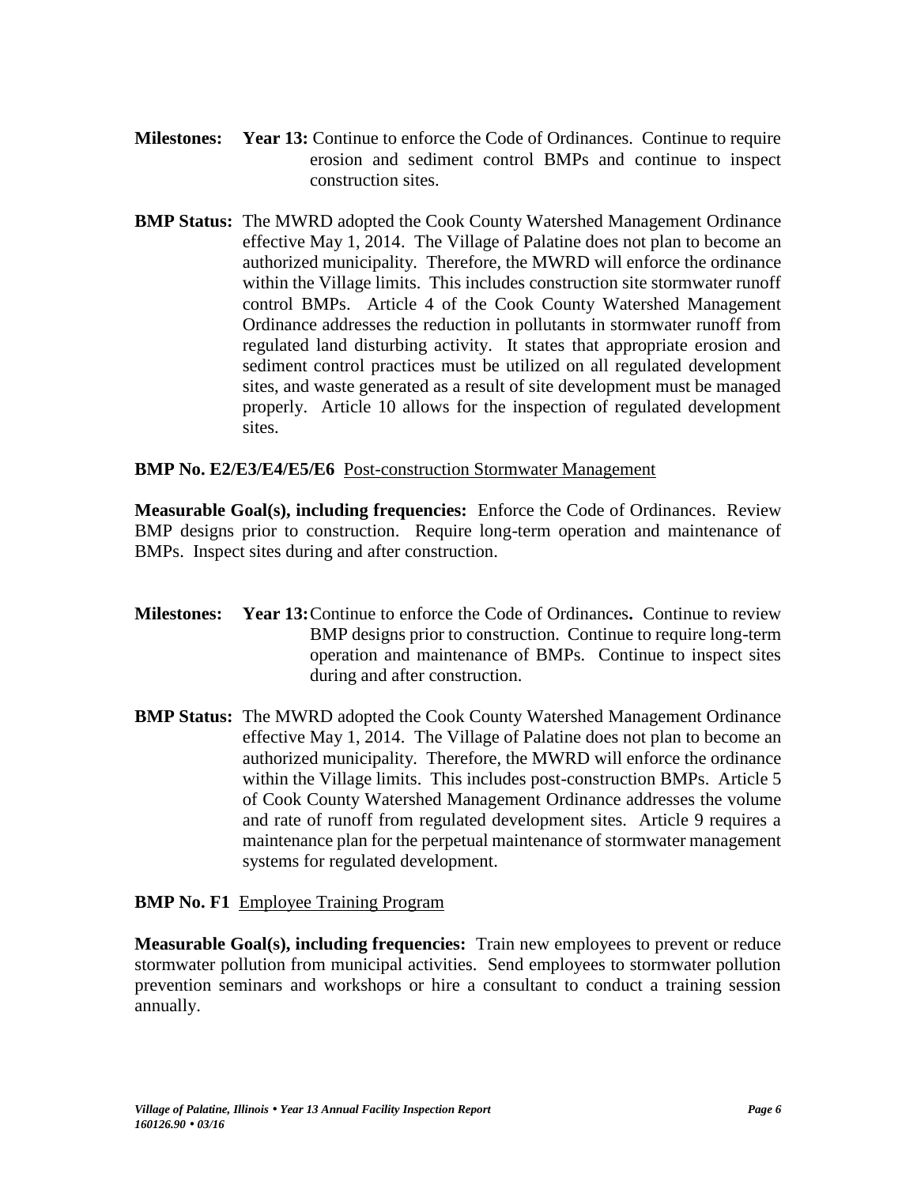**Milestones:** **Year 13:** Continue to enforce the Code of Ordinances. Continue to require erosion and sediment control BMPs and continue to inspect construction sites.

**BMP Status:** The MWRD adopted the Cook County Watershed Management Ordinance effective May 1, 2014. The Village of Palatine does not plan to become an authorized municipality. Therefore, the MWRD will enforce the ordinance within the Village limits. This includes construction site stormwater runoff control BMPs. Article 4 of the Cook County Watershed Management Ordinance addresses the reduction in pollutants in stormwater runoff from regulated land disturbing activity. It states that appropriate erosion and sediment control practices must be utilized on all regulated development sites, and waste generated as a result of site development must be managed properly. Article 10 allows for the inspection of regulated development sites.

**BMP No. E2/E3/E4/E5/E6** Post-construction Stormwater Management

**Measurable Goal(s), including frequencies:** Enforce the Code of Ordinances. Review BMP designs prior to construction. Require long-term operation and maintenance of BMPs. Inspect sites during and after construction.

**Milestones:** **Year 13:** Continue to enforce the Code of Ordinances**.** Continue to review BMP designs prior to construction. Continue to require long-term operation and maintenance of BMPs. Continue to inspect sites during and after construction.

**BMP Status:** The MWRD adopted the Cook County Watershed Management Ordinance effective May 1, 2014. The Village of Palatine does not plan to become an authorized municipality. Therefore, the MWRD will enforce the ordinance within the Village limits. This includes post-construction BMPs. Article 5 of Cook County Watershed Management Ordinance addresses the volume and rate of runoff from regulated development sites. Article 9 requires a maintenance plan for the perpetual maintenance of stormwater management systems for regulated development.

**BMP No. F1** Employee Training Program

**Measurable Goal(s), including frequencies:** Train new employees to prevent or reduce stormwater pollution from municipal activities. Send employees to stormwater pollution prevention seminars and workshops or hire a consultant to conduct a training session annually.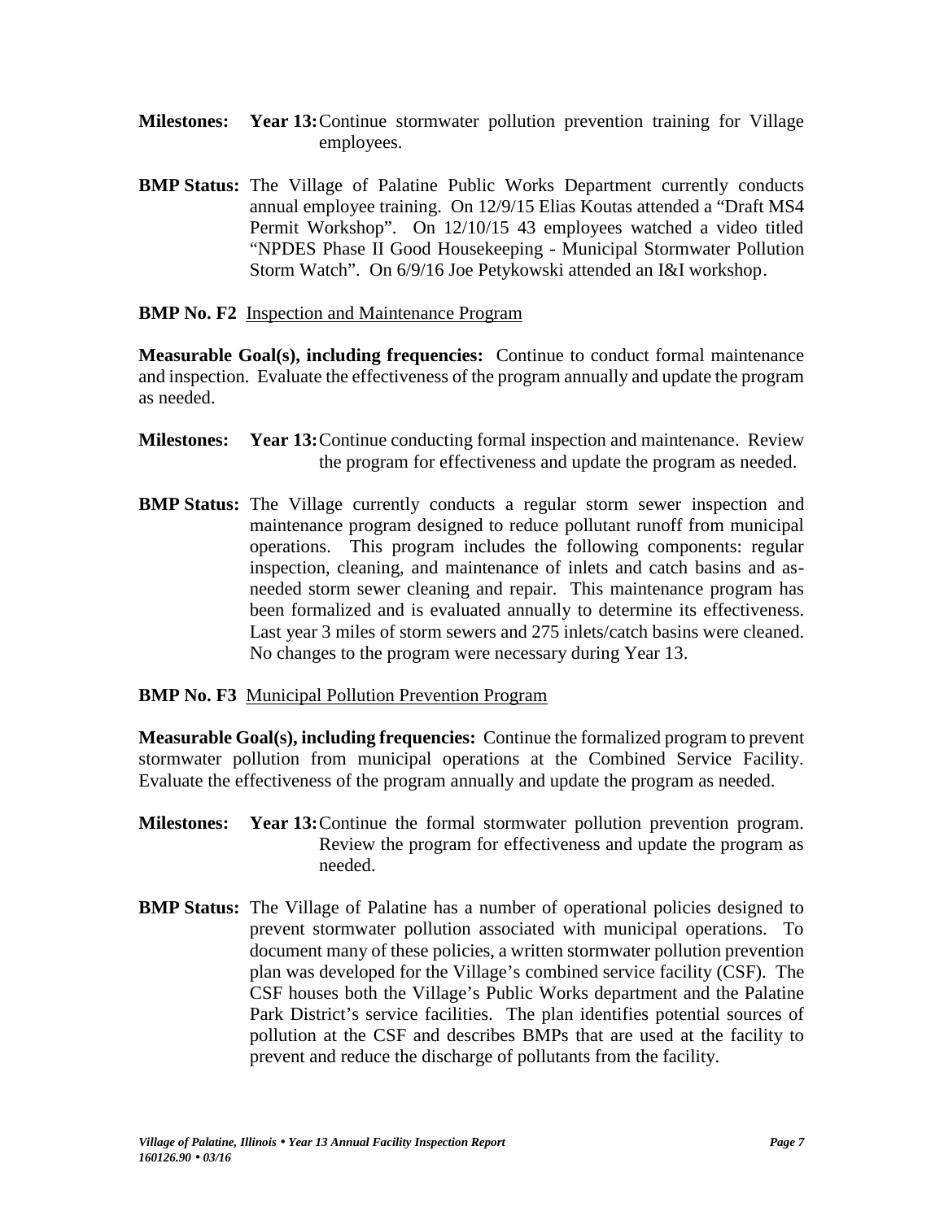**Milestones:** **Year 13:** Continue stormwater pollution prevention training for Village employees.

**BMP Status:** The Village of Palatine Public Works Department currently conducts annual employee training. On 12/9/15 Elias Koutas attended a "Draft MS4 Permit Workshop". On 12/10/15 43 employees watched a video titled "NPDES Phase II Good Housekeeping - Municipal Stormwater Pollution Storm Watch". On 6/9/16 Joe Petykowski attended an I&I workshop.

**BMP No. F2** Inspection and Maintenance Program

**Measurable Goal(s), including frequencies:** Continue to conduct formal maintenance and inspection. Evaluate the effectiveness of the program annually and update the program as needed.

**Milestones:** **Year 13:** Continue conducting formal inspection and maintenance. Review the program for effectiveness and update the program as needed.

**BMP Status:** The Village currently conducts a regular storm sewer inspection and maintenance program designed to reduce pollutant runoff from municipal operations. This program includes the following components: regular inspection, cleaning, and maintenance of inlets and catch basins and as-needed storm sewer cleaning and repair. This maintenance program has been formalized and is evaluated annually to determine its effectiveness. Last year 3 miles of storm sewers and 275 inlets/catch basins were cleaned. No changes to the program were necessary during Year 13.

**BMP No. F3** Municipal Pollution Prevention Program

**Measurable Goal(s), including frequencies:** Continue the formalized program to prevent stormwater pollution from municipal operations at the Combined Service Facility. Evaluate the effectiveness of the program annually and update the program as needed.

**Milestones:** **Year 13:** Continue the formal stormwater pollution prevention program. Review the program for effectiveness and update the program as needed.

**BMP Status:** The Village of Palatine has a number of operational policies designed to prevent stormwater pollution associated with municipal operations. To document many of these policies, a written stormwater pollution prevention plan was developed for the Village's combined service facility (CSF). The CSF houses both the Village's Public Works department and the Palatine Park District's service facilities. The plan identifies potential sources of pollution at the CSF and describes BMPs that are used at the facility to prevent and reduce the discharge of pollutants from the facility.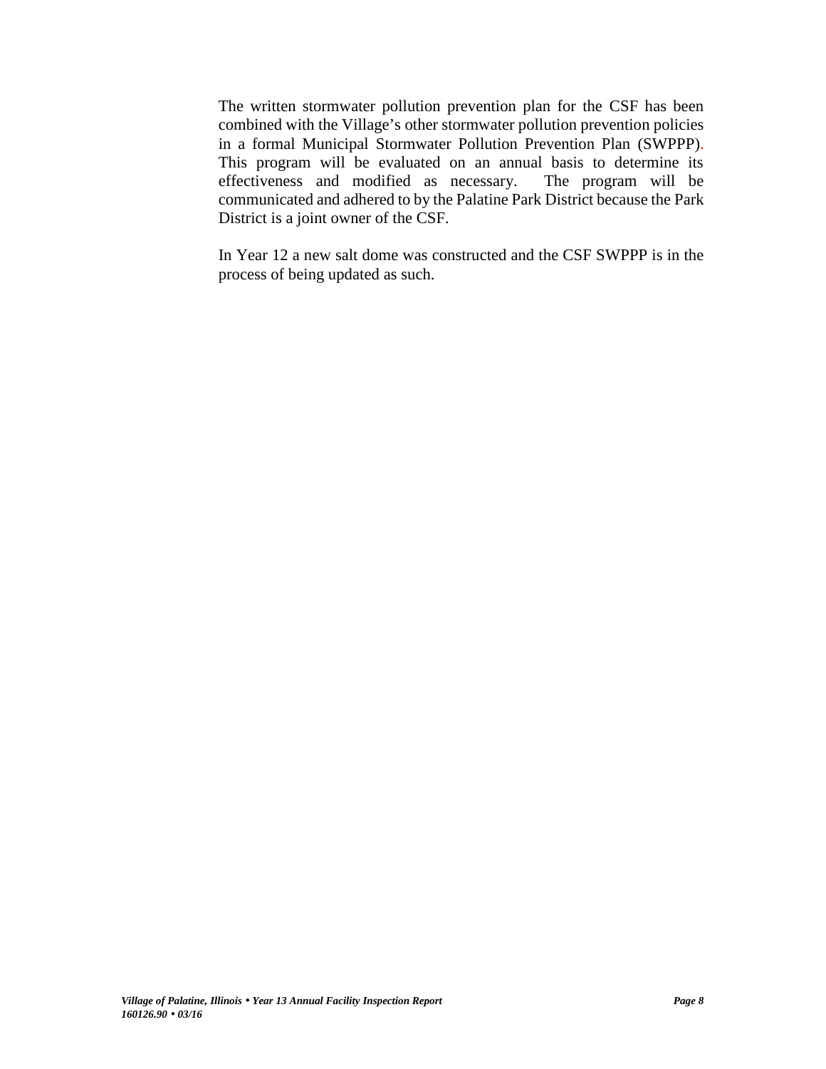The written stormwater pollution prevention plan for the CSF has been combined with the Village's other stormwater pollution prevention policies in a formal Municipal Stormwater Pollution Prevention Plan (SWPPP). This program will be evaluated on an annual basis to determine its effectiveness and modified as necessary. The program will be communicated and adhered to by the Palatine Park District because the Park District is a joint owner of the CSF.

In Year 12 a new salt dome was constructed and the CSF SWPPP is in the process of being updated as such.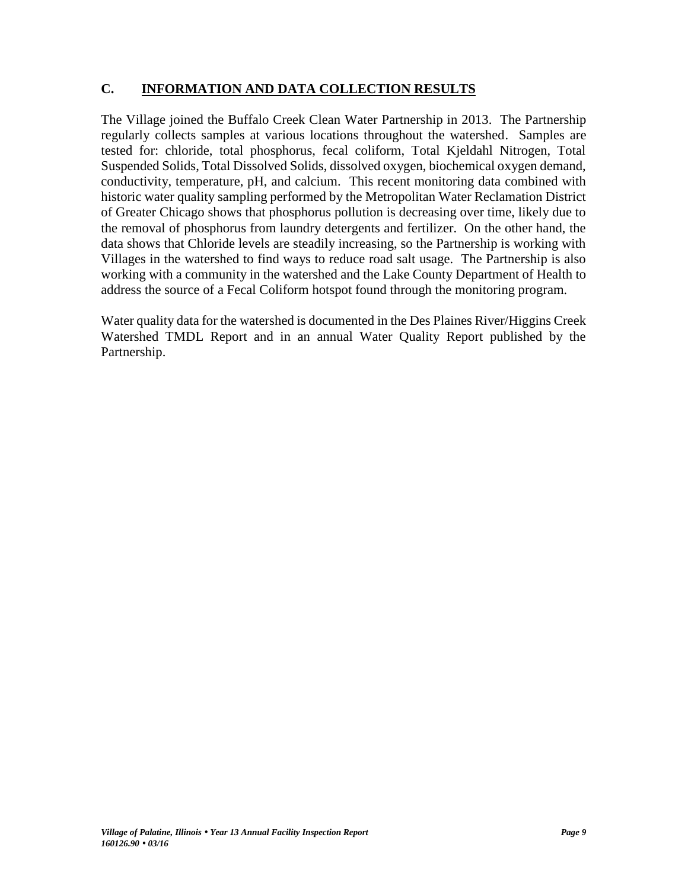## C. INFORMATION AND DATA COLLECTION RESULTS

The Village joined the Buffalo Creek Clean Water Partnership in 2013. The Partnership regularly collects samples at various locations throughout the watershed. Samples are tested for: chloride, total phosphorus, fecal coliform, Total Kjeldahl Nitrogen, Total Suspended Solids, Total Dissolved Solids, dissolved oxygen, biochemical oxygen demand, conductivity, temperature, pH, and calcium. This recent monitoring data combined with historic water quality sampling performed by the Metropolitan Water Reclamation District of Greater Chicago shows that phosphorus pollution is decreasing over time, likely due to the removal of phosphorus from laundry detergents and fertilizer. On the other hand, the data shows that Chloride levels are steadily increasing, so the Partnership is working with Villages in the watershed to find ways to reduce road salt usage. The Partnership is also working with a community in the watershed and the Lake County Department of Health to address the source of a Fecal Coliform hotspot found through the monitoring program.

Water quality data for the watershed is documented in the Des Plaines River/Higgins Creek Watershed TMDL Report and in an annual Water Quality Report published by the Partnership.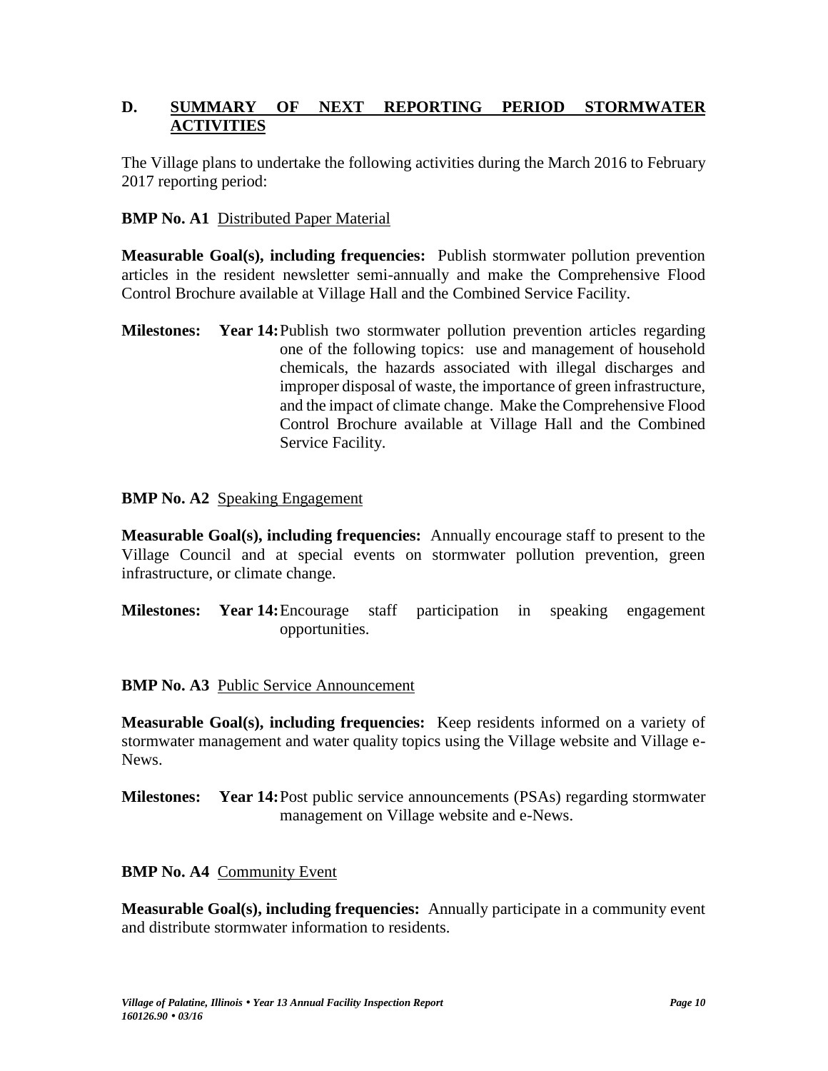## D. SUMMARY OF NEXT REPORTING PERIOD STORMWATER ACTIVITIES

The Village plans to undertake the following activities during the March 2016 to February 2017 reporting period:

**BMP No. A1** Distributed Paper Material

**Measurable Goal(s), including frequencies:** Publish stormwater pollution prevention articles in the resident newsletter semi-annually and make the Comprehensive Flood Control Brochure available at Village Hall and the Combined Service Facility.

**Milestones:** **Year 14:** Publish two stormwater pollution prevention articles regarding one of the following topics: use and management of household chemicals, the hazards associated with illegal discharges and improper disposal of waste, the importance of green infrastructure, and the impact of climate change. Make the Comprehensive Flood Control Brochure available at Village Hall and the Combined Service Facility.

**BMP No. A2** Speaking Engagement

**Measurable Goal(s), including frequencies:** Annually encourage staff to present to the Village Council and at special events on stormwater pollution prevention, green infrastructure, or climate change.

**Milestones:** **Year 14:** Encourage staff participation in speaking engagement opportunities.

**BMP No. A3** Public Service Announcement

**Measurable Goal(s), including frequencies:** Keep residents informed on a variety of stormwater management and water quality topics using the Village website and Village e-News.

**Milestones:** **Year 14:** Post public service announcements (PSAs) regarding stormwater management on Village website and e-News.

**BMP No. A4** Community Event

**Measurable Goal(s), including frequencies:** Annually participate in a community event and distribute stormwater information to residents.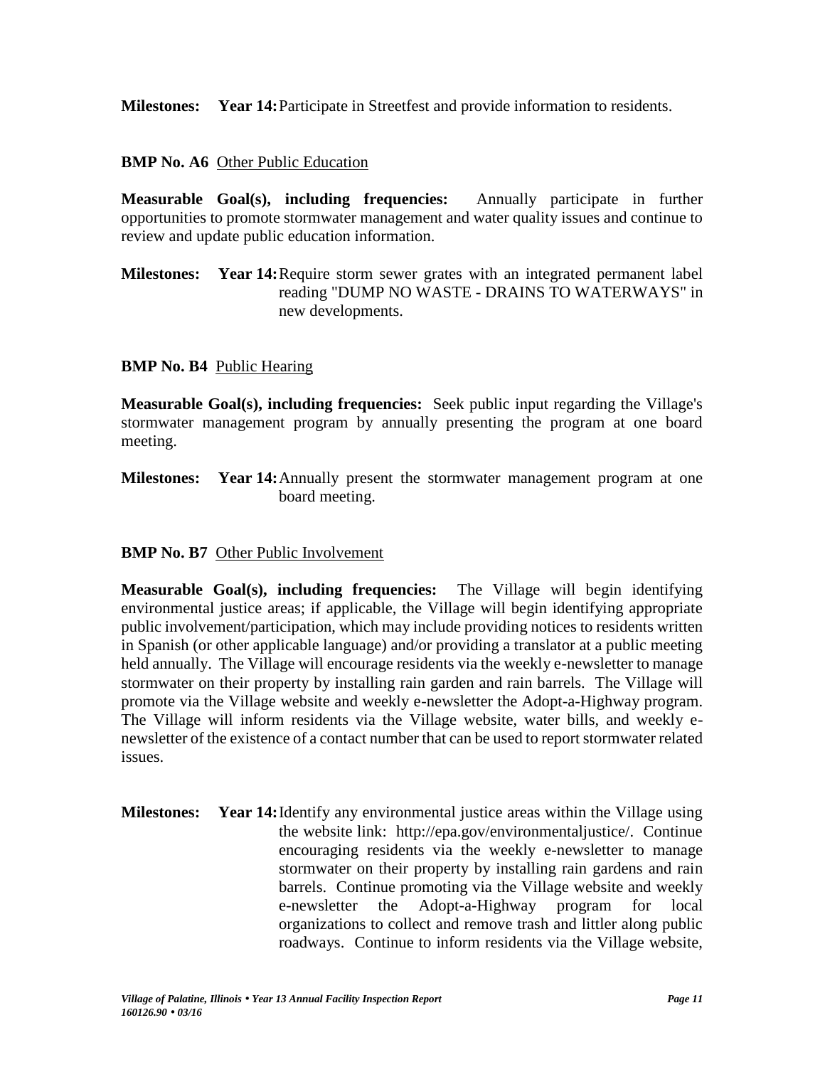**Milestones:** **Year 14:** Participate in Streetfest and provide information to residents.

**BMP No. A6** Other Public Education

**Measurable Goal(s), including frequencies:** Annually participate in further opportunities to promote stormwater management and water quality issues and continue to review and update public education information.

**Milestones:** **Year 14:** Require storm sewer grates with an integrated permanent label reading "DUMP NO WASTE - DRAINS TO WATERWAYS" in new developments.

**BMP No. B4** Public Hearing

**Measurable Goal(s), including frequencies:** Seek public input regarding the Village's stormwater management program by annually presenting the program at one board meeting.

**Milestones:** **Year 14:** Annually present the stormwater management program at one board meeting.

**BMP No. B7** Other Public Involvement

**Measurable Goal(s), including frequencies:** The Village will begin identifying environmental justice areas; if applicable, the Village will begin identifying appropriate public involvement/participation, which may include providing notices to residents written in Spanish (or other applicable language) and/or providing a translator at a public meeting held annually. The Village will encourage residents via the weekly e-newsletter to manage stormwater on their property by installing rain garden and rain barrels. The Village will promote via the Village website and weekly e-newsletter the Adopt-a-Highway program. The Village will inform residents via the Village website, water bills, and weekly e-newsletter of the existence of a contact number that can be used to report stormwater related issues.

**Milestones:** **Year 14:** Identify any environmental justice areas within the Village using the website link: http://epa.gov/environmentaljustice/. Continue encouraging residents via the weekly e-newsletter to manage stormwater on their property by installing rain gardens and rain barrels. Continue promoting via the Village website and weekly e-newsletter the Adopt-a-Highway program for local organizations to collect and remove trash and littler along public roadways. Continue to inform residents via the Village website,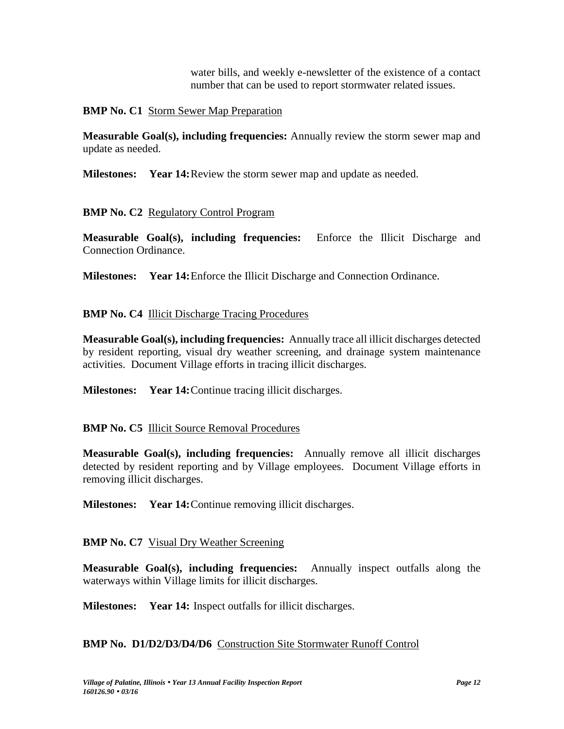water bills, and weekly e-newsletter of the existence of a contact number that can be used to report stormwater related issues.

**BMP No. C1** Storm Sewer Map Preparation

**Measurable Goal(s), including frequencies:** Annually review the storm sewer map and update as needed.

**Milestones:** **Year 14:** Review the storm sewer map and update as needed.

**BMP No. C2** Regulatory Control Program

**Measurable Goal(s), including frequencies:** Enforce the Illicit Discharge and Connection Ordinance.

**Milestones:** **Year 14:** Enforce the Illicit Discharge and Connection Ordinance.

**BMP No. C4** Illicit Discharge Tracing Procedures

**Measurable Goal(s), including frequencies:** Annually trace all illicit discharges detected by resident reporting, visual dry weather screening, and drainage system maintenance activities. Document Village efforts in tracing illicit discharges.

**Milestones:** **Year 14:** Continue tracing illicit discharges.

**BMP No. C5** Illicit Source Removal Procedures

**Measurable Goal(s), including frequencies:** Annually remove all illicit discharges detected by resident reporting and by Village employees. Document Village efforts in removing illicit discharges.

**Milestones:** **Year 14:** Continue removing illicit discharges.

**BMP No. C7** Visual Dry Weather Screening

**Measurable Goal(s), including frequencies:** Annually inspect outfalls along the waterways within Village limits for illicit discharges.

**Milestones:** **Year 14:** Inspect outfalls for illicit discharges.

**BMP No. D1/D2/D3/D4/D6** Construction Site Stormwater Runoff Control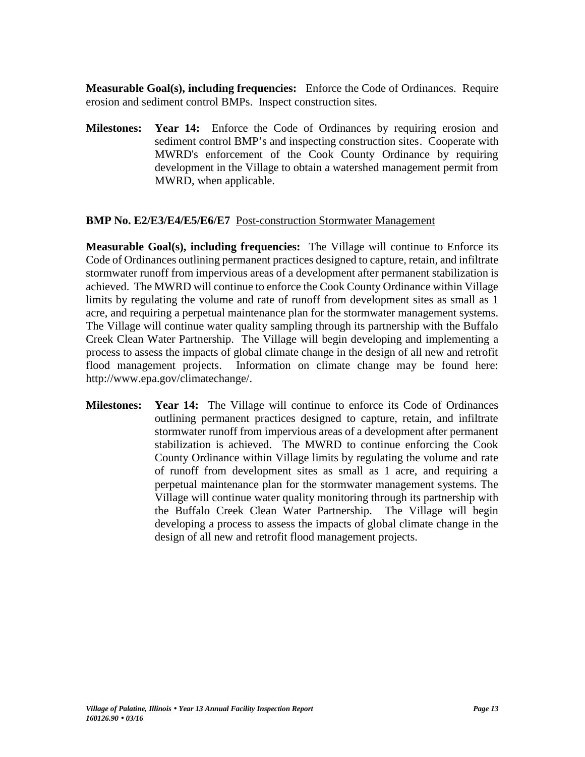**Measurable Goal(s), including frequencies:** Enforce the Code of Ordinances. Require erosion and sediment control BMPs. Inspect construction sites.

**Milestones:** **Year 14:** Enforce the Code of Ordinances by requiring erosion and sediment control BMP's and inspecting construction sites. Cooperate with MWRD's enforcement of the Cook County Ordinance by requiring development in the Village to obtain a watershed management permit from MWRD, when applicable.

**BMP No. E2/E3/E4/E5/E6/E7** Post-construction Stormwater Management

**Measurable Goal(s), including frequencies:** The Village will continue to Enforce its Code of Ordinances outlining permanent practices designed to capture, retain, and infiltrate stormwater runoff from impervious areas of a development after permanent stabilization is achieved. The MWRD will continue to enforce the Cook County Ordinance within Village limits by regulating the volume and rate of runoff from development sites as small as 1 acre, and requiring a perpetual maintenance plan for the stormwater management systems. The Village will continue water quality sampling through its partnership with the Buffalo Creek Clean Water Partnership. The Village will begin developing and implementing a process to assess the impacts of global climate change in the design of all new and retrofit flood management projects. Information on climate change may be found here: http://www.epa.gov/climatechange/.

**Milestones:** **Year 14:** The Village will continue to enforce its Code of Ordinances outlining permanent practices designed to capture, retain, and infiltrate stormwater runoff from impervious areas of a development after permanent stabilization is achieved. The MWRD to continue enforcing the Cook County Ordinance within Village limits by regulating the volume and rate of runoff from development sites as small as 1 acre, and requiring a perpetual maintenance plan for the stormwater management systems. The Village will continue water quality monitoring through its partnership with the Buffalo Creek Clean Water Partnership. The Village will begin developing a process to assess the impacts of global climate change in the design of all new and retrofit flood management projects.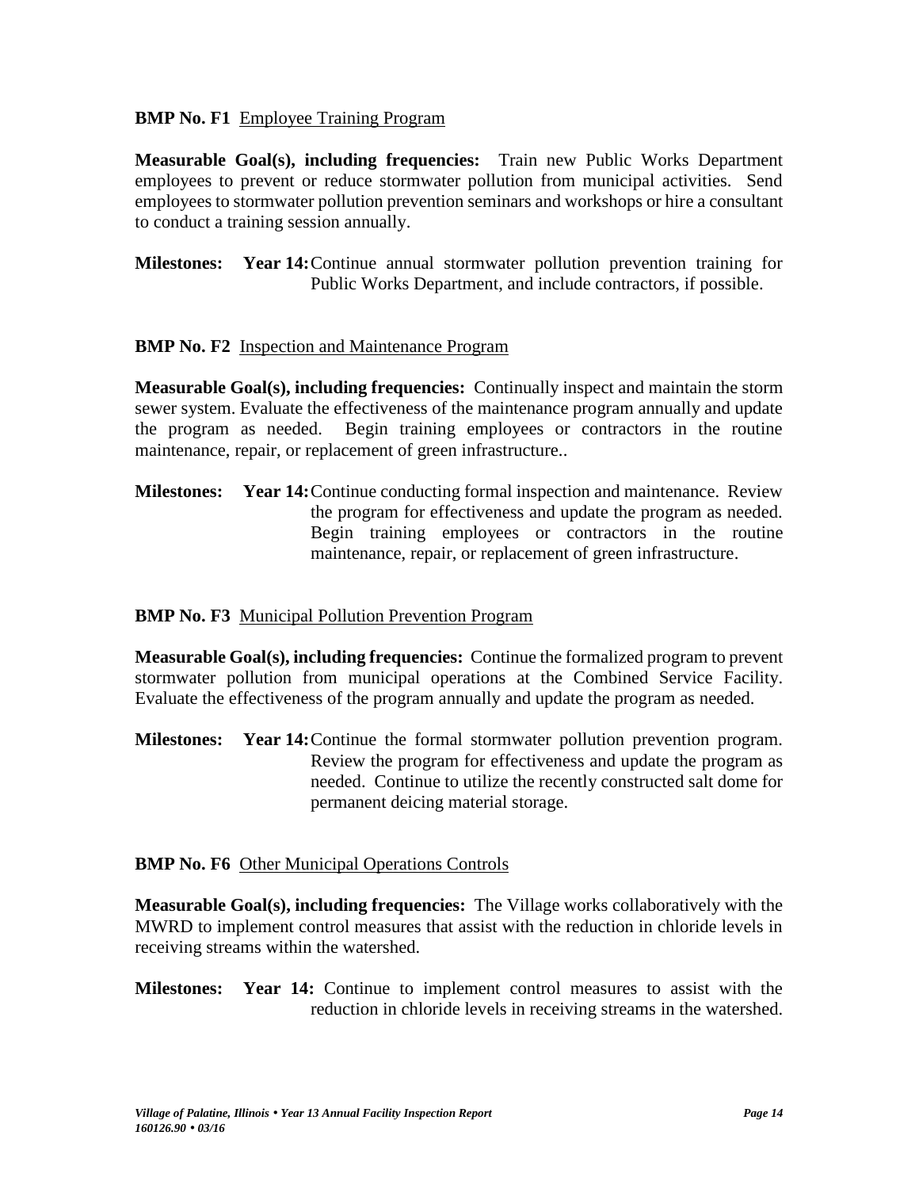**BMP No. F1** Employee Training Program

**Measurable Goal(s), including frequencies:** Train new Public Works Department employees to prevent or reduce stormwater pollution from municipal activities. Send employees to stormwater pollution prevention seminars and workshops or hire a consultant to conduct a training session annually.

**Milestones:** **Year 14:** Continue annual stormwater pollution prevention training for Public Works Department, and include contractors, if possible.

**BMP No. F2** Inspection and Maintenance Program

**Measurable Goal(s), including frequencies:** Continually inspect and maintain the storm sewer system. Evaluate the effectiveness of the maintenance program annually and update the program as needed. Begin training employees or contractors in the routine maintenance, repair, or replacement of green infrastructure..

**Milestones:** **Year 14:** Continue conducting formal inspection and maintenance. Review the program for effectiveness and update the program as needed. Begin training employees or contractors in the routine maintenance, repair, or replacement of green infrastructure.

**BMP No. F3** Municipal Pollution Prevention Program

**Measurable Goal(s), including frequencies:** Continue the formalized program to prevent stormwater pollution from municipal operations at the Combined Service Facility. Evaluate the effectiveness of the program annually and update the program as needed.

**Milestones:** **Year 14:** Continue the formal stormwater pollution prevention program. Review the program for effectiveness and update the program as needed. Continue to utilize the recently constructed salt dome for permanent deicing material storage.

**BMP No. F6** Other Municipal Operations Controls

**Measurable Goal(s), including frequencies:** The Village works collaboratively with the MWRD to implement control measures that assist with the reduction in chloride levels in receiving streams within the watershed.

**Milestones:** **Year 14:** Continue to implement control measures to assist with the reduction in chloride levels in receiving streams in the watershed.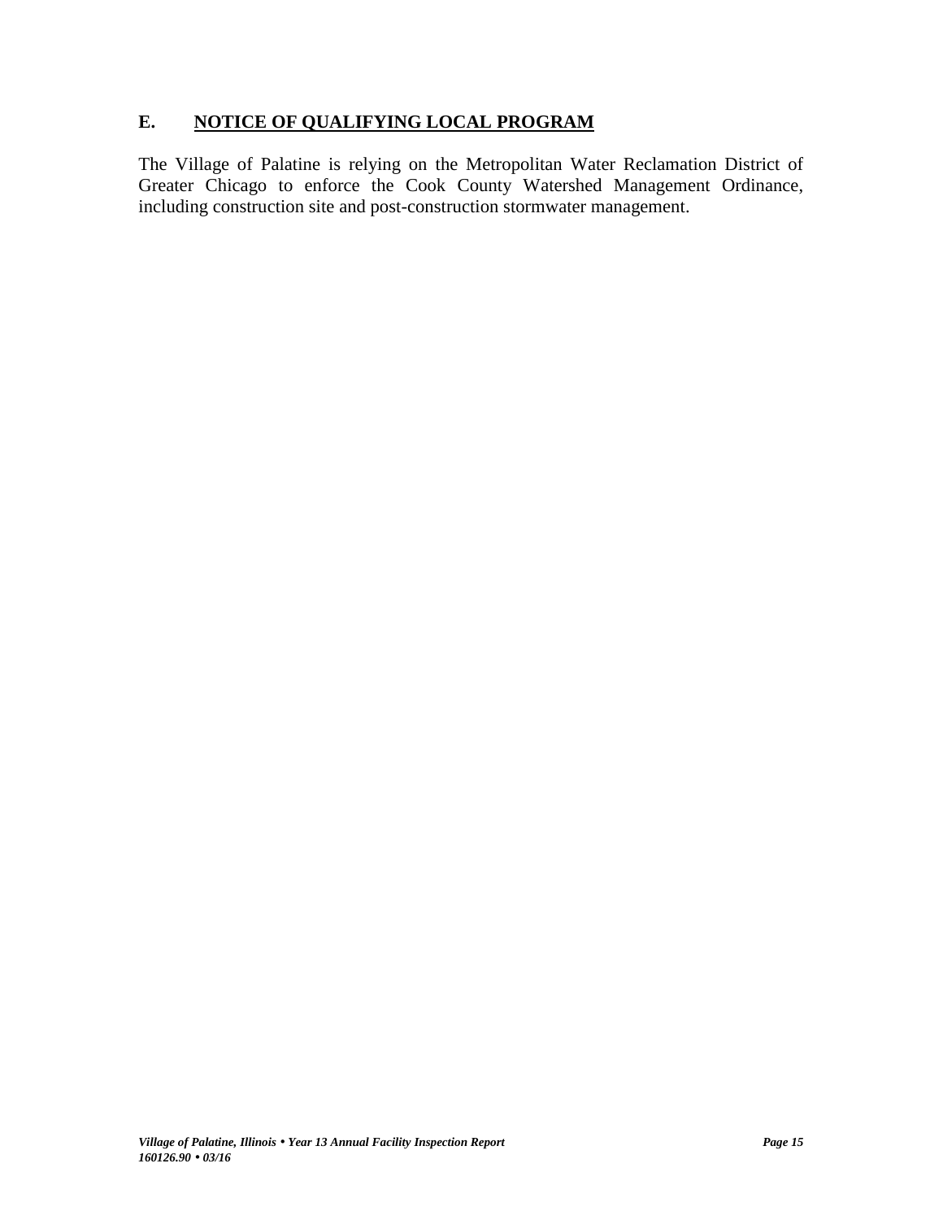## E. NOTICE OF QUALIFYING LOCAL PROGRAM

The Village of Palatine is relying on the Metropolitan Water Reclamation District of Greater Chicago to enforce the Cook County Watershed Management Ordinance, including construction site and post-construction stormwater management.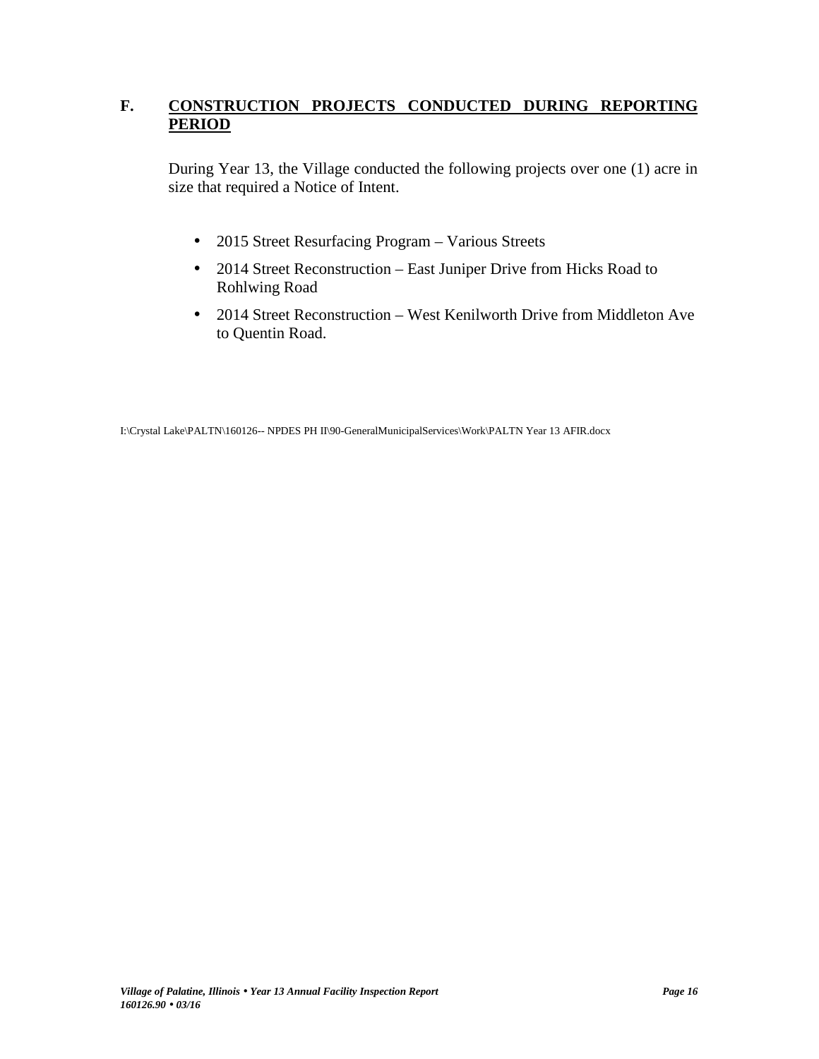## F. CONSTRUCTION PROJECTS CONDUCTED DURING REPORTING PERIOD

During Year 13, the Village conducted the following projects over one (1) acre in size that required a Notice of Intent.

- 2015 Street Resurfacing Program – Various Streets
- 2014 Street Reconstruction – East Juniper Drive from Hicks Road to Rohlwing Road
- 2014 Street Reconstruction – West Kenilworth Drive from Middleton Ave to Quentin Road.

I:\Crystal Lake\PALTN\160126-- NPDES PH II\90-GeneralMunicipalServices\Work\PALTN Year 13 AFIR.docx